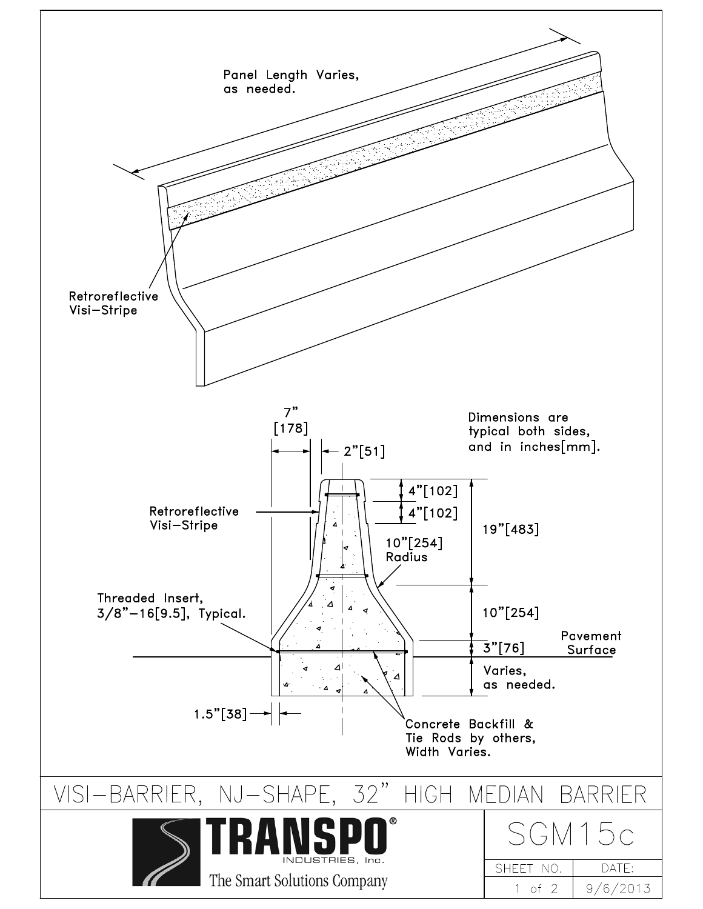Panel Length Varies, as needed.

Retroreflective Visi-Stripe

7" [178]

2"[51]

Dimensions are typical both sides, and in inches[mm].

4"[102]

4"[102]

19"[483]

Retroreflective Visi-Stripe

10"[254] Radius

Threaded Insert, 3/8"-16[9.5], Typical.

10"[254]

3"[76]

Pavement Surface

Varies, as needed.

1.5"[38]

Concrete Backfill & Tie Rods by others, Width Varies.

# VISI-BARRIER, NJ-SHAPE, 32" HIGH MEDIAN BARRIER

**TRANSPO®** INDUSTRIES, Inc.

The Smart Solutions Company

| SGM15c | |
|---|---|
| SHEET NO. | DATE: |
| 1 of 2 | 9/6/2013 |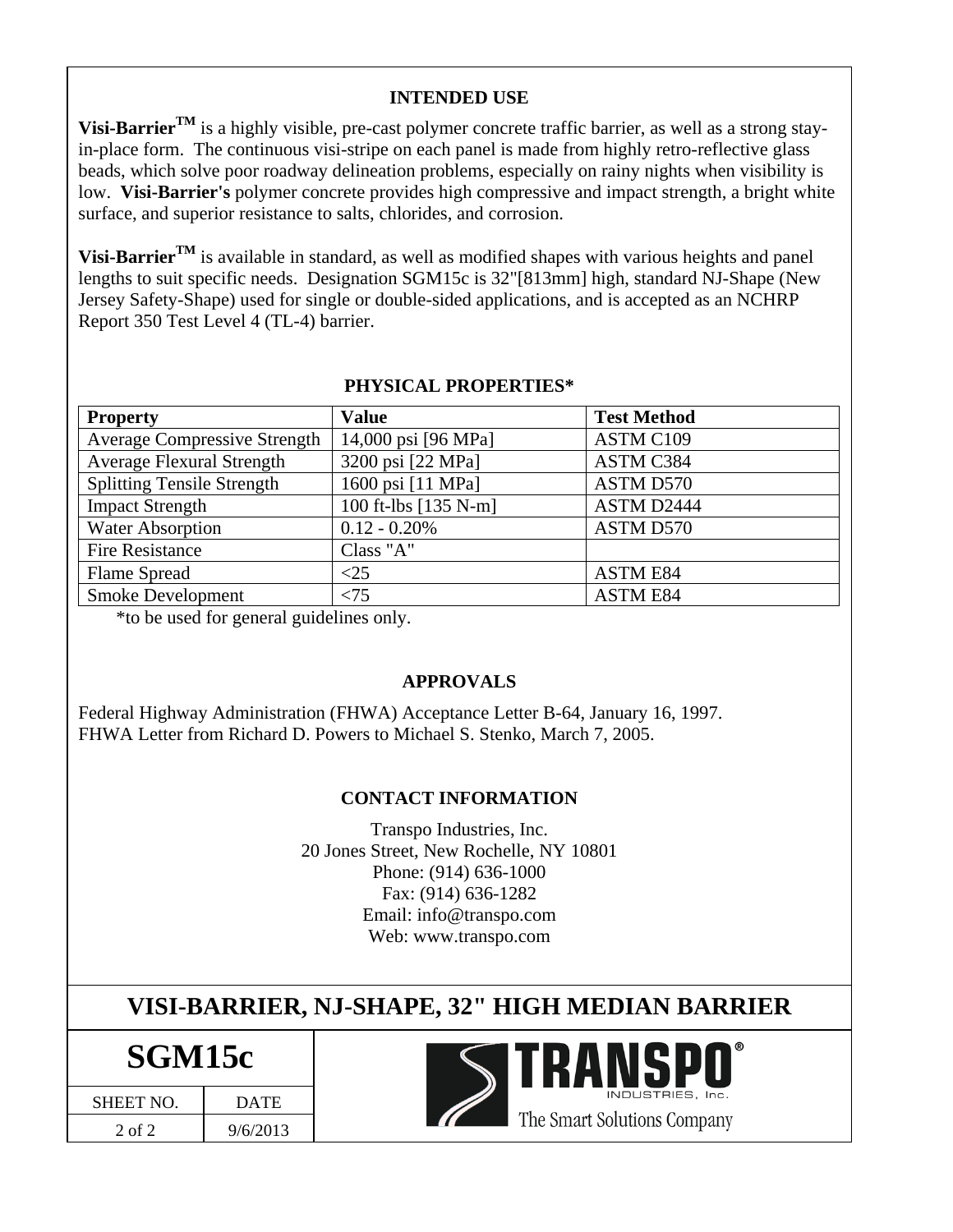## INTENDED USE

**Visi-Barrier™** is a highly visible, pre-cast polymer concrete traffic barrier, as well as a strong stay-in-place form. The continuous visi-stripe on each panel is made from highly retro-reflective glass beads, which solve poor roadway delineation problems, especially on rainy nights when visibility is low. **Visi-Barrier's** polymer concrete provides high compressive and impact strength, a bright white surface, and superior resistance to salts, chlorides, and corrosion.

**Visi-Barrier™** is available in standard, as well as modified shapes with various heights and panel lengths to suit specific needs. Designation SGM15c is 32"[813mm] high, standard NJ-Shape (New Jersey Safety-Shape) used for single or double-sided applications, and is accepted as an NCHRP Report 350 Test Level 4 (TL-4) barrier.

## PHYSICAL PROPERTIES*

| Property | Value | Test Method |
|---|---|---|
| Average Compressive Strength | 14,000 psi [96 MPa] | ASTM C109 |
| Average Flexural Strength | 3200 psi [22 MPa] | ASTM C384 |
| Splitting Tensile Strength | 1600 psi [11 MPa] | ASTM D570 |
| Impact Strength | 100 ft-lbs [135 N-m] | ASTM D2444 |
| Water Absorption | 0.12 - 0.20% | ASTM D570 |
| Fire Resistance | Class "A" | |
| Flame Spread | <25 | ASTM E84 |
| Smoke Development | <75 | ASTM E84 |

*to be used for general guidelines only.

## APPROVALS

Federal Highway Administration (FHWA) Acceptance Letter B-64, January 16, 1997.
FHWA Letter from Richard D. Powers to Michael S. Stenko, March 7, 2005.

## CONTACT INFORMATION

Transpo Industries, Inc.
20 Jones Street, New Rochelle, NY 10801
Phone: (914) 636-1000
Fax: (914) 636-1282
Email: info@transpo.com
Web: www.transpo.com

# VISI-BARRIER, NJ-SHAPE, 32" HIGH MEDIAN BARRIER

**SGM15c**

| SHEET NO. | DATE |
|---|---|
| 2 of 2 | 9/6/2013 |

TRANSPO® INDUSTRIES, Inc.
The Smart Solutions Company